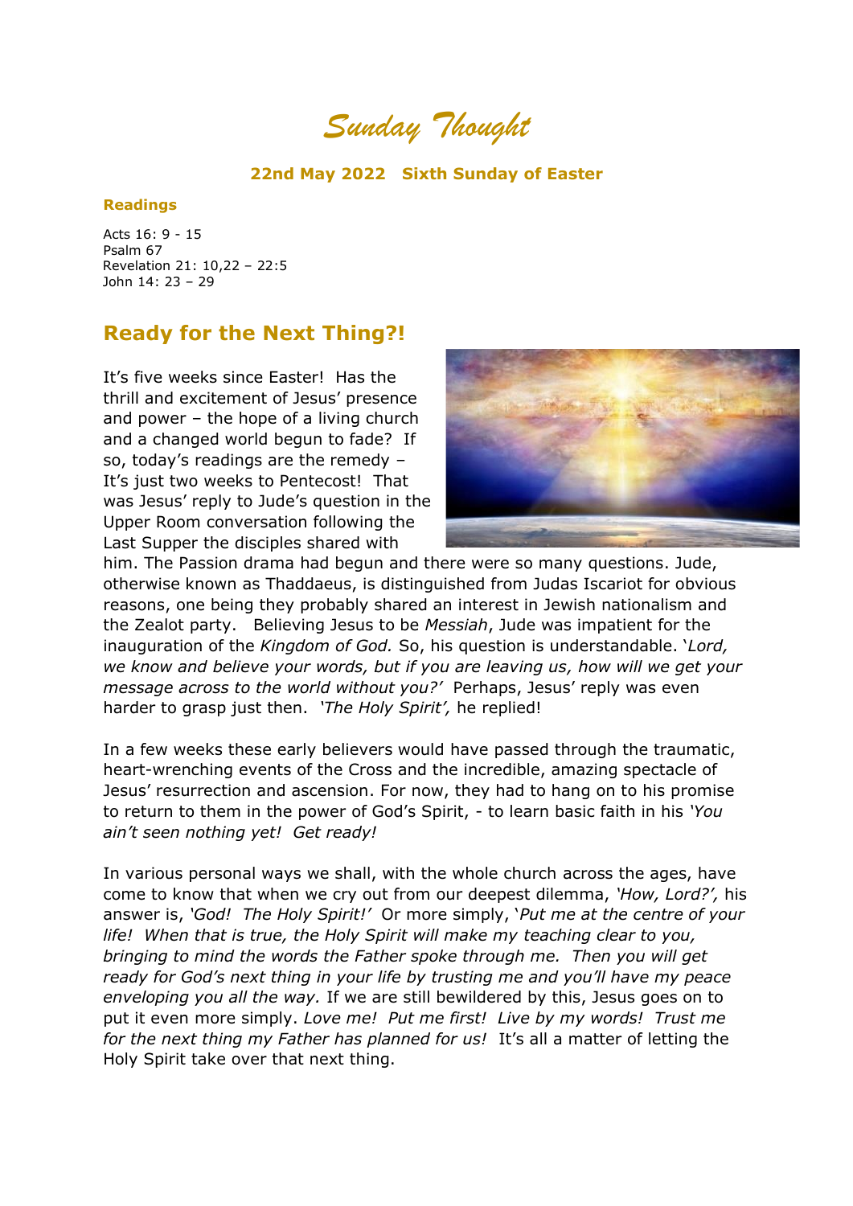# *Sunday Thought*

**22nd May 2022 Sixth Sunday of Easter**

**Readings**

Acts 16: 9 - 15
Psalm 67
Revelation 21: 10,22 – 22:5
John 14: 23 – 29

## Ready for the Next Thing?!

It's five weeks since Easter! Has the thrill and excitement of Jesus' presence and power – the hope of a living church and a changed world begun to fade? If so, today's readings are the remedy – It's just two weeks to Pentecost! That was Jesus' reply to Jude's question in the Upper Room conversation following the Last Supper the disciples shared with him. The Passion drama had begun and there were so many questions. Jude, otherwise known as Thaddaeus, is distinguished from Judas Iscariot for obvious reasons, one being they probably shared an interest in Jewish nationalism and the Zealot party. Believing Jesus to be *Messiah*, Jude was impatient for the inauguration of the *Kingdom of God.* So, his question is understandable. '*Lord, we know and believe your words, but if you are leaving us, how will we get your message across to the world without you?'* Perhaps, Jesus' reply was even harder to grasp just then. *'The Holy Spirit',* he replied!

In a few weeks these early believers would have passed through the traumatic, heart-wrenching events of the Cross and the incredible, amazing spectacle of Jesus' resurrection and ascension. For now, they had to hang on to his promise to return to them in the power of God's Spirit, - to learn basic faith in his *'You ain't seen nothing yet! Get ready!*

In various personal ways we shall, with the whole church across the ages, have come to know that when we cry out from our deepest dilemma, *'How, Lord?',* his answer is, *'God! The Holy Spirit!'* Or more simply, '*Put me at the centre of your life! When that is true, the Holy Spirit will make my teaching clear to you, bringing to mind the words the Father spoke through me. Then you will get ready for God's next thing in your life by trusting me and you'll have my peace enveloping you all the way.* If we are still bewildered by this, Jesus goes on to put it even more simply. *Love me! Put me first! Live by my words! Trust me for the next thing my Father has planned for us!* It's all a matter of letting the Holy Spirit take over that next thing.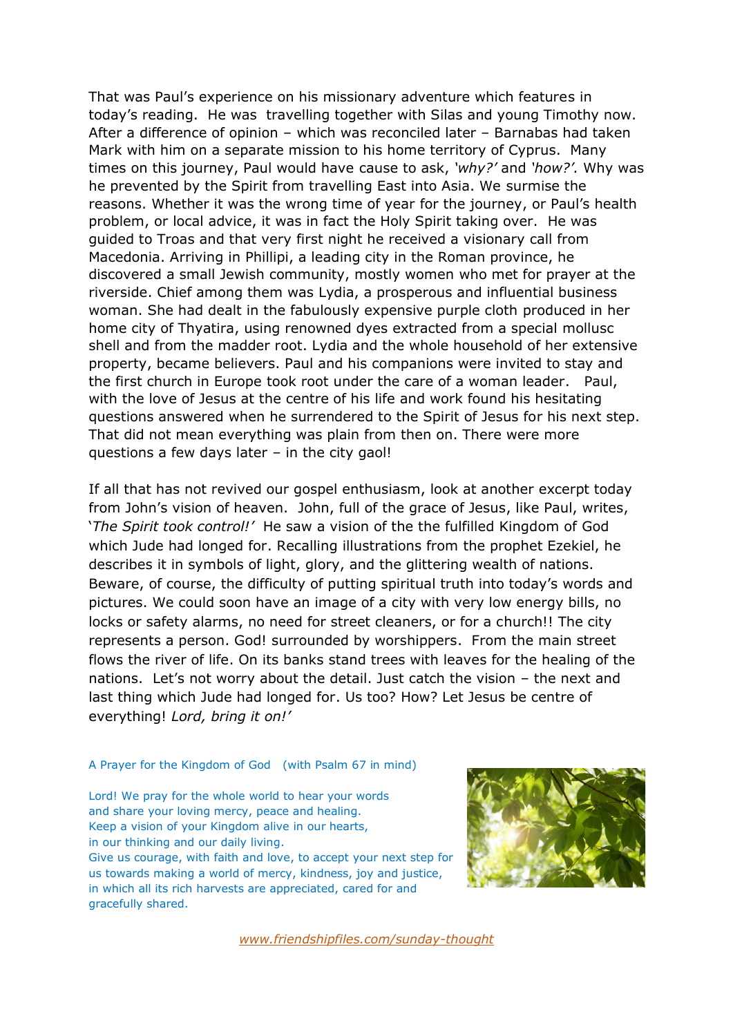That was Paul's experience on his missionary adventure which features in today's reading. He was travelling together with Silas and young Timothy now. After a difference of opinion – which was reconciled later – Barnabas had taken Mark with him on a separate mission to his home territory of Cyprus. Many times on this journey, Paul would have cause to ask, *'why?'* and *'how?'.* Why was he prevented by the Spirit from travelling East into Asia. We surmise the reasons. Whether it was the wrong time of year for the journey, or Paul's health problem, or local advice, it was in fact the Holy Spirit taking over. He was guided to Troas and that very first night he received a visionary call from Macedonia. Arriving in Phillipi, a leading city in the Roman province, he discovered a small Jewish community, mostly women who met for prayer at the riverside. Chief among them was Lydia, a prosperous and influential business woman. She had dealt in the fabulously expensive purple cloth produced in her home city of Thyatira, using renowned dyes extracted from a special mollusc shell and from the madder root. Lydia and the whole household of her extensive property, became believers. Paul and his companions were invited to stay and the first church in Europe took root under the care of a woman leader. Paul, with the love of Jesus at the centre of his life and work found his hesitating questions answered when he surrendered to the Spirit of Jesus for his next step. That did not mean everything was plain from then on. There were more questions a few days later – in the city gaol!

If all that has not revived our gospel enthusiasm, look at another excerpt today from John's vision of heaven. John, full of the grace of Jesus, like Paul, writes, '*The Spirit took control!'* He saw a vision of the the fulfilled Kingdom of God which Jude had longed for. Recalling illustrations from the prophet Ezekiel, he describes it in symbols of light, glory, and the glittering wealth of nations. Beware, of course, the difficulty of putting spiritual truth into today's words and pictures. We could soon have an image of a city with very low energy bills, no locks or safety alarms, no need for street cleaners, or for a church!! The city represents a person. God! surrounded by worshippers. From the main street flows the river of life. On its banks stand trees with leaves for the healing of the nations. Let's not worry about the detail. Just catch the vision – the next and last thing which Jude had longed for. Us too? How? Let Jesus be centre of everything! *Lord, bring it on!'*

A Prayer for the Kingdom of God (with Psalm 67 in mind)

Lord! We pray for the whole world to hear your words
and share your loving mercy, peace and healing.
Keep a vision of your Kingdom alive in our hearts,
in our thinking and our daily living.
Give us courage, with faith and love, to accept your next step for us towards making a world of mercy, kindness, joy and justice, in which all its rich harvests are appreciated, cared for and gracefully shared.

*www.friendshipfiles.com/sunday-thought*